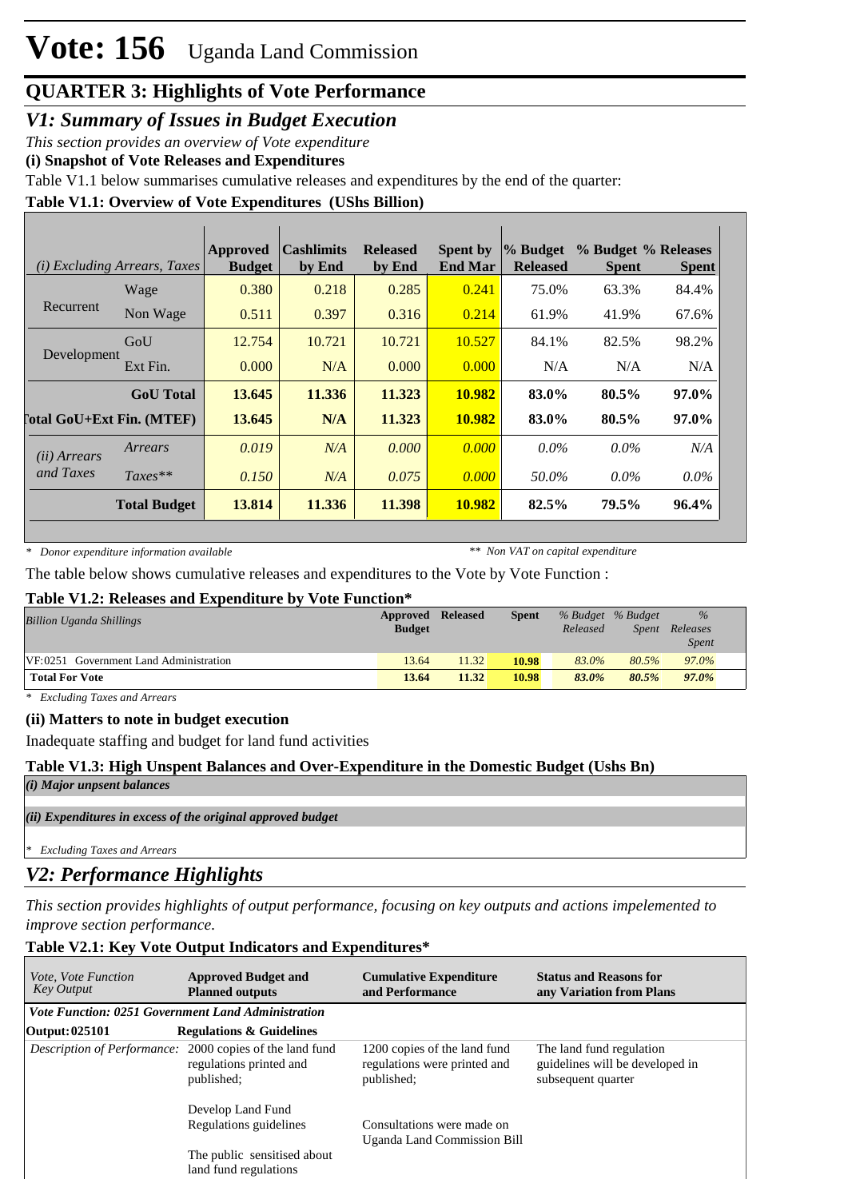# Vote: 156 Uganda Land Commission

## QUARTER 3: Highlights of Vote Performance

### *V1: Summary of Issues in Budget Execution*

*This section provides an overview of Vote expenditure*

**(i) Snapshot of Vote Releases and Expenditures**

Table V1.1 below summarises cumulative releases and expenditures by the end of the quarter:

**Table V1.1: Overview of Vote Expenditures (UShs Billion)**

| *(i) Excluding Arrears, Taxes* | | Approved Budget | Cashlimits by End | Released by End | Spent by End Mar | % Budget Released | % Budget Spent | % Releases Spent |
|---|---|---|---|---|---|---|---|---|
| Recurrent | Wage | 0.380 | 0.218 | 0.285 | 0.241 | 75.0% | 63.3% | 84.4% |
| | Non Wage | 0.511 | 0.397 | 0.316 | 0.214 | 61.9% | 41.9% | 67.6% |
| Development | GoU | 12.754 | 10.721 | 10.721 | 10.527 | 84.1% | 82.5% | 98.2% |
| | Ext Fin. | 0.000 | N/A | 0.000 | 0.000 | N/A | N/A | N/A |
| | **GoU Total** | **13.645** | **11.336** | **11.323** | **10.982** | **83.0%** | **80.5%** | **97.0%** |
| **Total GoU+Ext Fin. (MTEF)** | | **13.645** | **N/A** | **11.323** | **10.982** | **83.0%** | **80.5%** | **97.0%** |
| *(ii) Arrears and Taxes* | *Arrears* | *0.019* | *N/A* | *0.000* | *0.000* | *0.0%* | *0.0%* | *N/A* |
| | *Taxes*** | *0.150* | *N/A* | *0.075* | *0.000* | *50.0%* | *0.0%* | *0.0%* |
| | **Total Budget** | **13.814** | **11.336** | **11.398** | **10.982** | **82.5%** | **79.5%** | **96.4%** |

*\* Donor expenditure information available* *\*\* Non VAT on capital expenditure*

The table below shows cumulative releases and expenditures to the Vote by Vote Function :

**Table V1.2: Releases and Expenditure by Vote Function***

| *Billion Uganda Shillings* | Approved Budget | Released | Spent | *% Budget Released* | *% Budget Spent* | *% Releases Spent* |
|---|---|---|---|---|---|---|
| VF:0251 Government Land Administration | 13.64 | 11.32 | **10.98** | *83.0%* | *80.5%* | *97.0%* |
| **Total For Vote** | **13.64** | **11.32** | **10.98** | ***83.0%*** | ***80.5%*** | ***97.0%*** |

*\* Excluding Taxes and Arrears*

**(ii) Matters to note in budget execution**

Inadequate staffing and budget for land fund activities

**Table V1.3: High Unspent Balances and Over-Expenditure in the Domestic Budget (Ushs Bn)**

***(i) Major unpsent balances***

***(ii) Expenditures in excess of the original approved budget***

*\* Excluding Taxes and Arrears*

### *V2: Performance Highlights*

*This section provides highlights of output performance, focusing on key outputs and actions impelemented to improve section performance.*

**Table V2.1: Key Vote Output Indicators and Expenditures***

| *Vote, Vote Function Key Output* | **Approved Budget and Planned outputs** | **Cumulative Expenditure and Performance** | **Status and Reasons for any Variation from Plans** |
|---|---|---|---|
| ***Vote Function: 0251 Government Land Administration*** | | | |
| **Output: 025101** | **Regulations & Guidelines** | | |
| *Description of Performance:* | 2000 copies of the land fund regulations printed and published;<br><br>Develop Land Fund Regulations guidelines<br><br>The public sensitised about land fund regulations | 1200 copies of the land fund regulations were printed and published;<br><br>Consultations were made on Uganda Land Commission Bill | The land fund regulation guidelines will be developed in subsequent quarter |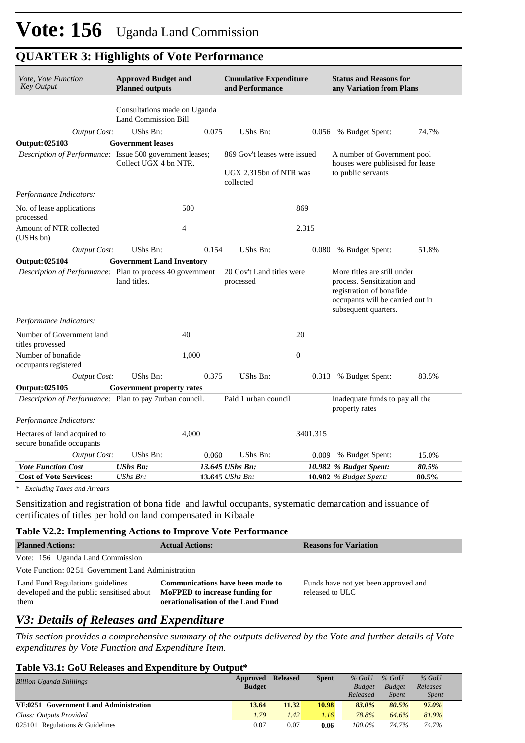# Vote: 156 Uganda Land Commission

## QUARTER 3: Highlights of Vote Performance

| *Vote, Vote Function Key Output* | **Approved Budget and Planned outputs** | | **Cumulative Expenditure and Performance** | | **Status and Reasons for any Variation from Plans** | |
|---|---|---|---|---|---|---|
| | Consultations made on Uganda Land Commission Bill | | | | | |
| *Output Cost:* | UShs Bn: | 0.075 | UShs Bn: | 0.056 | % Budget Spent: | 74.7% |
| **Output: 025103** | **Government leases** | | | | | |
| *Description of Performance:* | Issue 500 government leases; Collect UGX 4 bn NTR. | | 869 Gov't leases were issued<br><br>UGX 2.315bn of NTR was collected | | A number of Government pool houses were publisised for lease to public servants | |
| *Performance Indicators:* | | | | | | |
| No. of lease applications processed | | 500 | | 869 | | |
| Amount of NTR collected (USHs bn) | | 4 | | 2.315 | | |
| *Output Cost:* | UShs Bn: | 0.154 | UShs Bn: | 0.080 | % Budget Spent: | 51.8% |
| **Output: 025104** | **Government Land Inventory** | | | | | |
| *Description of Performance:* | Plan to process 40 government land titles. | | 20 Gov't Land titles were processed | | More titles are still under process. Sensitization and registration of bonafide occupants will be carried out in subsequent quarters. | |
| *Performance Indicators:* | | | | | | |
| Number of Government land titles provessed | | 40 | | 20 | | |
| Number of bonafide occupants registered | | 1,000 | | 0 | | |
| *Output Cost:* | UShs Bn: | 0.375 | UShs Bn: | 0.313 | % Budget Spent: | 83.5% |
| **Output: 025105** | **Government property rates** | | | | | |
| *Description of Performance:* | Plan to pay 7urban council. | | Paid 1 urban council | | Inadequate funds to pay all the property rates | |
| *Performance Indicators:* | | | | | | |
| Hectares of land acquired to secure bonafide occupants | | 4,000 | | 3401.315 | | |
| *Output Cost:* | UShs Bn: | 0.060 | UShs Bn: | 0.009 | % Budget Spent: | 15.0% |
| ***Vote Function Cost*** | ***UShs Bn:*** | ***13.645*** | ***UShs Bn:*** | ***10.982*** | ***% Budget Spent:*** | ***80.5%*** |
| **Cost of Vote Services:** | *UShs Bn:* | **13.645** | *UShs Bn:* | **10.982** | *% Budget Spent:* | **80.5%** |

*\* Excluding Taxes and Arrears*

Sensitization and registration of bona fide and lawful occupants, systematic demarcation and issuance of certificates of titles per hold on land compensated in Kibaale

### Table V2.2: Implementing Actions to Improve Vote Performance

| **Planned Actions:** | **Actual Actions:** | **Reasons for Variation** |
|---|---|---|
| Vote: 156 Uganda Land Commission | | |
| Vote Function: 02 51 Government Land Administration | | |
| Land Fund Regulations guidelines developed and the public sensitised about them | **Communications have been made to MoFPED to increase funding for oerationalisation of the Land Fund** | Funds have not yet been approved and released to ULC |

## *V3: Details of Releases and Expenditure*

*This section provides a comprehensive summary of the outputs delivered by the Vote and further details of Vote expenditures by Vote Function and Expenditure Item.*

### Table V3.1: GoU Releases and Expenditure by Output*

| *Billion Uganda Shillings* | **Approved Budget** | **Released** | **Spent** | *% GoU Budget Released* | *% GoU Budget Spent* | *% GoU Releases Spent* |
|---|---|---|---|---|---|---|
| **VF:0251 Government Land Administration** | **13.64** | **11.32** | **10.98** | ***83.0%*** | ***80.5%*** | ***97.0%*** |
| *Class: Outputs Provided* | *1.79* | *1.42* | *1.16* | *78.8%* | *64.6%* | *81.9%* |
| 025101 Regulations & Guidelines | 0.07 | 0.07 | **0.06** | *100.0%* | *74.7%* | *74.7%* |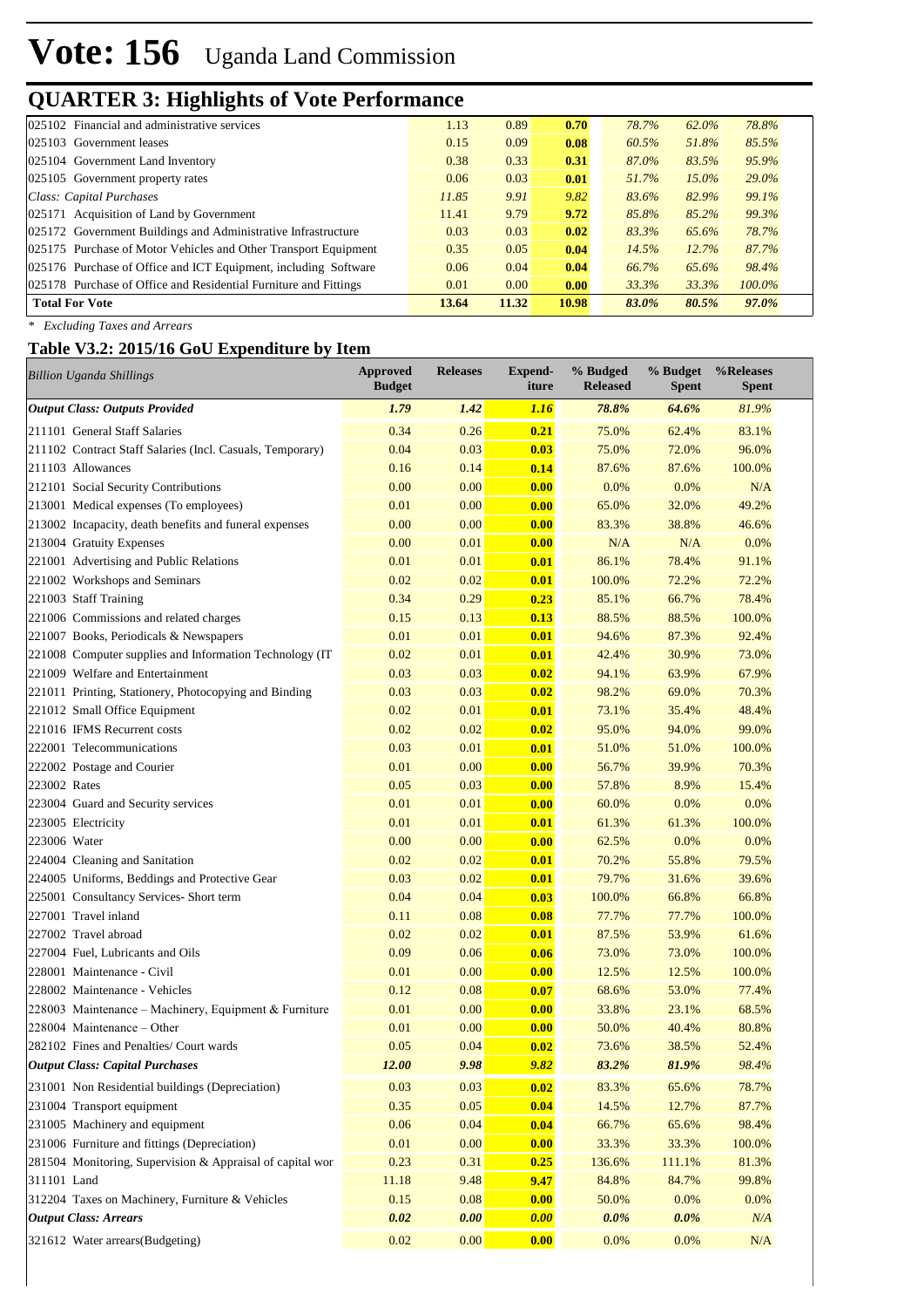# Vote: 156 Uganda Land Commission

## QUARTER 3: Highlights of Vote Performance

| | | | | | | |
|---|---|---|---|---|---|---|
| 025102 Financial and administrative services | 1.13 | 0.89 | **0.70** | *78.7%* | *62.0%* | *78.8%* |
| 025103 Government leases | 0.15 | 0.09 | **0.08** | *60.5%* | *51.8%* | *85.5%* |
| 025104 Government Land Inventory | 0.38 | 0.33 | **0.31** | *87.0%* | *83.5%* | *95.9%* |
| 025105 Government property rates | 0.06 | 0.03 | **0.01** | *51.7%* | *15.0%* | *29.0%* |
| *Class: Capital Purchases* | *11.85* | *9.91* | *9.82* | *83.6%* | *82.9%* | *99.1%* |
| 025171 Acquisition of Land by Government | 11.41 | 9.79 | **9.72** | *85.8%* | *85.2%* | *99.3%* |
| 025172 Government Buildings and Administrative Infrastructure | 0.03 | 0.03 | **0.02** | *83.3%* | *65.6%* | *78.7%* |
| 025175 Purchase of Motor Vehicles and Other Transport Equipment | 0.35 | 0.05 | **0.04** | *14.5%* | *12.7%* | *87.7%* |
| 025176 Purchase of Office and ICT Equipment, including Software | 0.06 | 0.04 | **0.04** | *66.7%* | *65.6%* | *98.4%* |
| 025178 Purchase of Office and Residential Furniture and Fittings | 0.01 | 0.00 | **0.00** | *33.3%* | *33.3%* | *100.0%* |
| **Total For Vote** | **13.64** | **11.32** | **10.98** | ***83.0%*** | ***80.5%*** | ***97.0%*** |

*\* Excluding Taxes and Arrears*

### Table V3.2: 2015/16 GoU Expenditure by Item

| *Billion Uganda Shillings* | Approved Budget | Releases | Expend-iture | % Budged Released | % Budget Spent | %Releases Spent |
|---|---|---|---|---|---|---|
| ***Output Class: Outputs Provided*** | ***1.79*** | ***1.42*** | ***1.16*** | ***78.8%*** | ***64.6%*** | ***81.9%*** |
| 211101 General Staff Salaries | 0.34 | 0.26 | **0.21** | 75.0% | 62.4% | 83.1% |
| 211102 Contract Staff Salaries (Incl. Casuals, Temporary) | 0.04 | 0.03 | **0.03** | 75.0% | 72.0% | 96.0% |
| 211103 Allowances | 0.16 | 0.14 | **0.14** | 87.6% | 87.6% | 100.0% |
| 212101 Social Security Contributions | 0.00 | 0.00 | **0.00** | 0.0% | 0.0% | N/A |
| 213001 Medical expenses (To employees) | 0.01 | 0.00 | **0.00** | 65.0% | 32.0% | 49.2% |
| 213002 Incapacity, death benefits and funeral expenses | 0.00 | 0.00 | **0.00** | 83.3% | 38.8% | 46.6% |
| 213004 Gratuity Expenses | 0.00 | 0.01 | **0.00** | N/A | N/A | 0.0% |
| 221001 Advertising and Public Relations | 0.01 | 0.01 | **0.01** | 86.1% | 78.4% | 91.1% |
| 221002 Workshops and Seminars | 0.02 | 0.02 | **0.01** | 100.0% | 72.2% | 72.2% |
| 221003 Staff Training | 0.34 | 0.29 | **0.23** | 85.1% | 66.7% | 78.4% |
| 221006 Commissions and related charges | 0.15 | 0.13 | **0.13** | 88.5% | 88.5% | 100.0% |
| 221007 Books, Periodicals & Newspapers | 0.01 | 0.01 | **0.01** | 94.6% | 87.3% | 92.4% |
| 221008 Computer supplies and Information Technology (IT | 0.02 | 0.01 | **0.01** | 42.4% | 30.9% | 73.0% |
| 221009 Welfare and Entertainment | 0.03 | 0.03 | **0.02** | 94.1% | 63.9% | 67.9% |
| 221011 Printing, Stationery, Photocopying and Binding | 0.03 | 0.03 | **0.02** | 98.2% | 69.0% | 70.3% |
| 221012 Small Office Equipment | 0.02 | 0.01 | **0.01** | 73.1% | 35.4% | 48.4% |
| 221016 IFMS Recurrent costs | 0.02 | 0.02 | **0.02** | 95.0% | 94.0% | 99.0% |
| 222001 Telecommunications | 0.03 | 0.01 | **0.01** | 51.0% | 51.0% | 100.0% |
| 222002 Postage and Courier | 0.01 | 0.00 | **0.00** | 56.7% | 39.9% | 70.3% |
| 223002 Rates | 0.05 | 0.03 | **0.00** | 57.8% | 8.9% | 15.4% |
| 223004 Guard and Security services | 0.01 | 0.01 | **0.00** | 60.0% | 0.0% | 0.0% |
| 223005 Electricity | 0.01 | 0.01 | **0.01** | 61.3% | 61.3% | 100.0% |
| 223006 Water | 0.00 | 0.00 | **0.00** | 62.5% | 0.0% | 0.0% |
| 224004 Cleaning and Sanitation | 0.02 | 0.02 | **0.01** | 70.2% | 55.8% | 79.5% |
| 224005 Uniforms, Beddings and Protective Gear | 0.03 | 0.02 | **0.01** | 79.7% | 31.6% | 39.6% |
| 225001 Consultancy Services- Short term | 0.04 | 0.04 | **0.03** | 100.0% | 66.8% | 66.8% |
| 227001 Travel inland | 0.11 | 0.08 | **0.08** | 77.7% | 77.7% | 100.0% |
| 227002 Travel abroad | 0.02 | 0.02 | **0.01** | 87.5% | 53.9% | 61.6% |
| 227004 Fuel, Lubricants and Oils | 0.09 | 0.06 | **0.06** | 73.0% | 73.0% | 100.0% |
| 228001 Maintenance - Civil | 0.01 | 0.00 | **0.00** | 12.5% | 12.5% | 100.0% |
| 228002 Maintenance - Vehicles | 0.12 | 0.08 | **0.07** | 68.6% | 53.0% | 77.4% |
| 228003 Maintenance – Machinery, Equipment & Furniture | 0.01 | 0.00 | **0.00** | 33.8% | 23.1% | 68.5% |
| 228004 Maintenance – Other | 0.01 | 0.00 | **0.00** | 50.0% | 40.4% | 80.8% |
| 282102 Fines and Penalties/ Court wards | 0.05 | 0.04 | **0.02** | 73.6% | 38.5% | 52.4% |
| ***Output Class: Capital Purchases*** | ***12.00*** | ***9.98*** | ***9.82*** | ***83.2%*** | ***81.9%*** | ***98.4%*** |
| 231001 Non Residential buildings (Depreciation) | 0.03 | 0.03 | **0.02** | 83.3% | 65.6% | 78.7% |
| 231004 Transport equipment | 0.35 | 0.05 | **0.04** | 14.5% | 12.7% | 87.7% |
| 231005 Machinery and equipment | 0.06 | 0.04 | **0.04** | 66.7% | 65.6% | 98.4% |
| 231006 Furniture and fittings (Depreciation) | 0.01 | 0.00 | **0.00** | 33.3% | 33.3% | 100.0% |
| 281504 Monitoring, Supervision & Appraisal of capital wor | 0.23 | 0.31 | **0.25** | 136.6% | 111.1% | 81.3% |
| 311101 Land | 11.18 | 9.48 | **9.47** | 84.8% | 84.7% | 99.8% |
| 312204 Taxes on Machinery, Furniture & Vehicles | 0.15 | 0.08 | **0.00** | 50.0% | 0.0% | 0.0% |
| ***Output Class: Arrears*** | ***0.02*** | ***0.00*** | ***0.00*** | ***0.0%*** | ***0.0%*** | ***N/A*** |
| 321612 Water arrears(Budgeting) | 0.02 | 0.00 | **0.00** | 0.0% | 0.0% | N/A |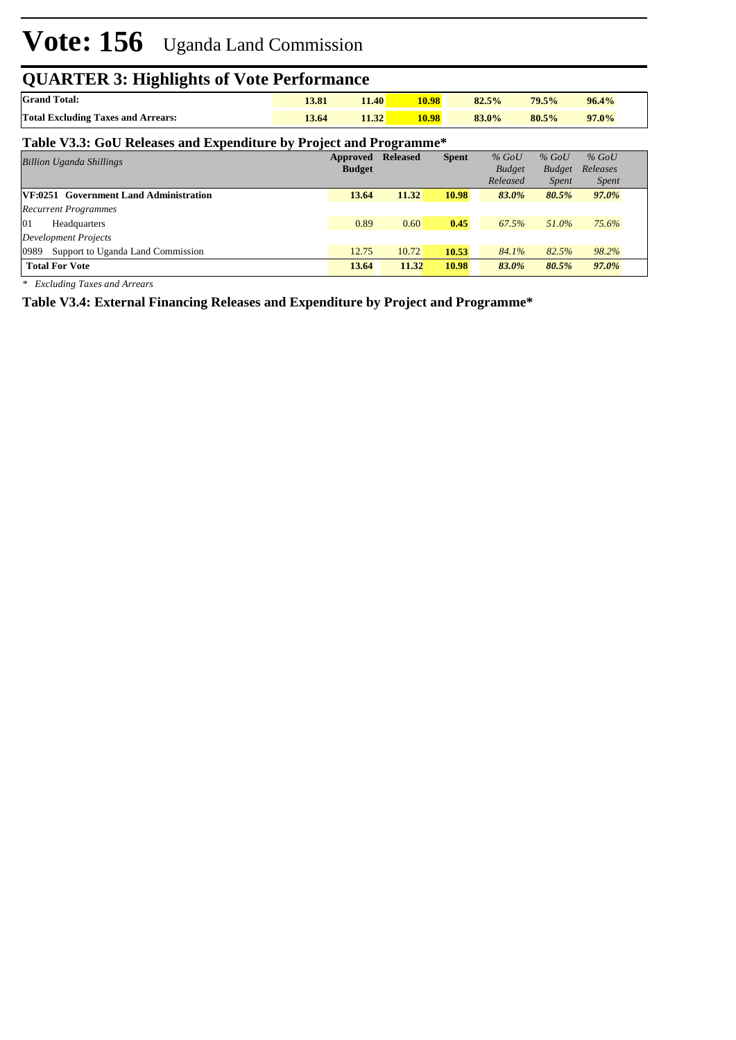# Vote: 156 Uganda Land Commission

## QUARTER 3: Highlights of Vote Performance

| | | | | | | |
|---|---|---|---|---|---|---|
| **Grand Total:** | **13.81** | **11.40** | **10.98** | **82.5%** | **79.5%** | **96.4%** |
| **Total Excluding Taxes and Arrears:** | **13.64** | **11.32** | **10.98** | **83.0%** | **80.5%** | **97.0%** |

### Table V3.3: GoU Releases and Expenditure by Project and Programme*

| *Billion Uganda Shillings* | **Approved Budget** | **Released** | **Spent** | *% GoU Budget Released* | *% GoU Budget Spent* | *% GoU Releases Spent* |
|---|---|---|---|---|---|---|
| **VF:0251 Government Land Administration** | **13.64** | **11.32** | **10.98** | ***83.0%*** | ***80.5%*** | ***97.0%*** |
| *Recurrent Programmes* | | | | | | |
| 01 Headquarters | 0.89 | 0.60 | **0.45** | *67.5%* | *51.0%* | *75.6%* |
| *Development Projects* | | | | | | |
| 0989 Support to Uganda Land Commission | 12.75 | 10.72 | **10.53** | *84.1%* | *82.5%* | *98.2%* |
| **Total For Vote** | **13.64** | **11.32** | **10.98** | ***83.0%*** | ***80.5%*** | ***97.0%*** |

* *Excluding Taxes and Arrears*

### Table V3.4: External Financing Releases and Expenditure by Project and Programme*